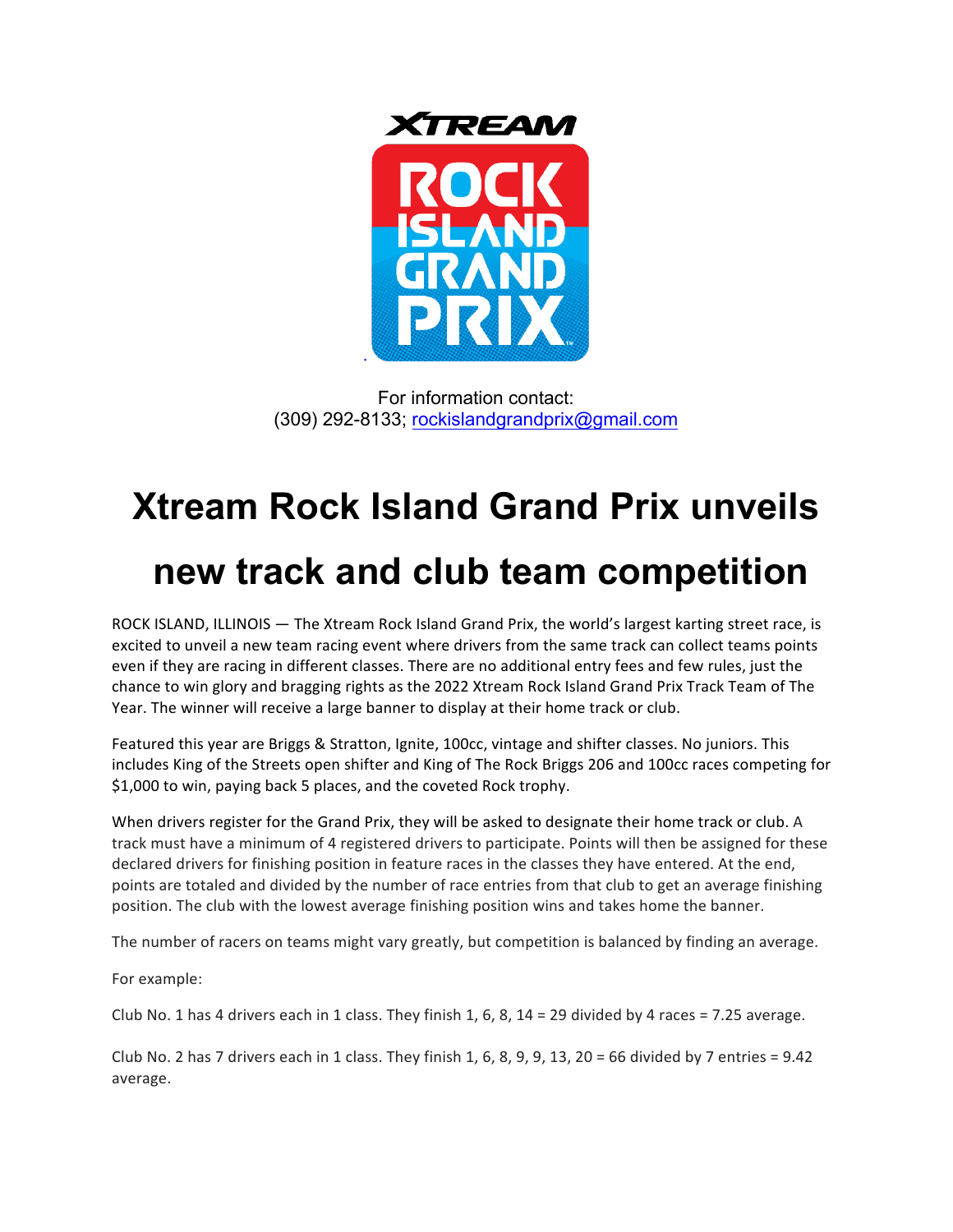XTREAM ROCK ISLAND GRAND PRIX

For information contact:
(309) 292-8133; rockislandgrandprix@gmail.com

# Xtream Rock Island Grand Prix unveils new track and club team competition

ROCK ISLAND, ILLINOIS — The Xtream Rock Island Grand Prix, the world's largest karting street race, is excited to unveil a new team racing event where drivers from the same track can collect teams points even if they are racing in different classes. There are no additional entry fees and few rules, just the chance to win glory and bragging rights as the 2022 Xtream Rock Island Grand Prix Track Team of The Year. The winner will receive a large banner to display at their home track or club.

Featured this year are Briggs & Stratton, Ignite, 100cc, vintage and shifter classes. No juniors. This includes King of the Streets open shifter and King of The Rock Briggs 206 and 100cc races competing for $1,000 to win, paying back 5 places, and the coveted Rock trophy.

When drivers register for the Grand Prix, they will be asked to designate their home track or club. A track must have a minimum of 4 registered drivers to participate. Points will then be assigned for these declared drivers for finishing position in feature races in the classes they have entered. At the end, points are totaled and divided by the number of race entries from that club to get an average finishing position. The club with the lowest average finishing position wins and takes home the banner.

The number of racers on teams might vary greatly, but competition is balanced by finding an average.

For example:

Club No. 1 has 4 drivers each in 1 class. They finish 1, 6, 8, 14 = 29 divided by 4 races = 7.25 average.

Club No. 2 has 7 drivers each in 1 class. They finish 1, 6, 8, 9, 9, 13, 20 = 66 divided by 7 entries = 9.42 average.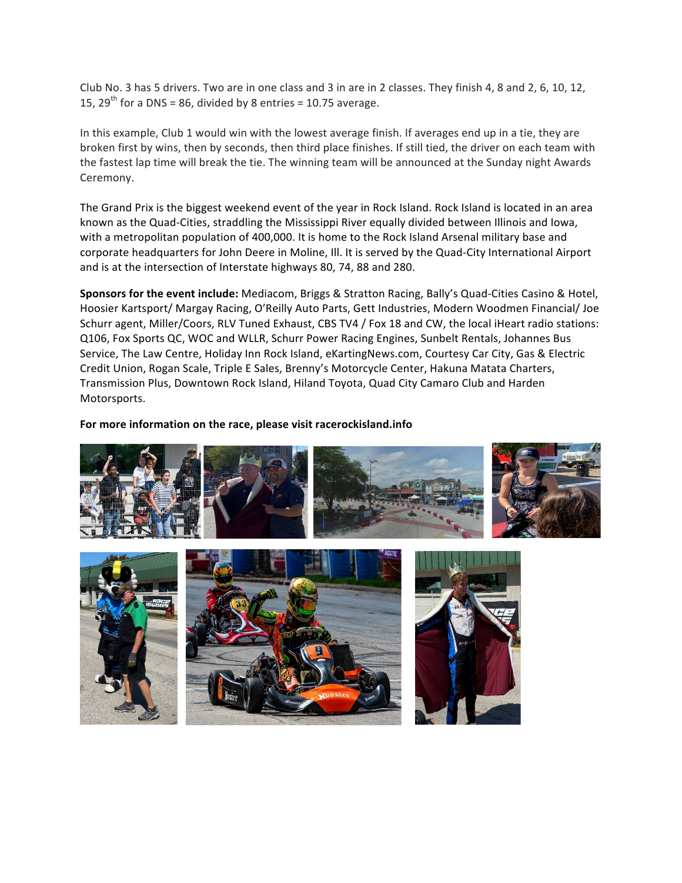Club No. 3 has 5 drivers. Two are in one class and 3 in are in 2 classes. They finish 4, 8 and 2, 6, 10, 12, 15, 29th for a DNS = 86, divided by 8 entries = 10.75 average.

In this example, Club 1 would win with the lowest average finish. If averages end up in a tie, they are broken first by wins, then by seconds, then third place finishes. If still tied, the driver on each team with the fastest lap time will break the tie. The winning team will be announced at the Sunday night Awards Ceremony.

The Grand Prix is the biggest weekend event of the year in Rock Island. Rock Island is located in an area known as the Quad-Cities, straddling the Mississippi River equally divided between Illinois and Iowa, with a metropolitan population of 400,000. It is home to the Rock Island Arsenal military base and corporate headquarters for John Deere in Moline, Ill. It is served by the Quad-City International Airport and is at the intersection of Interstate highways 80, 74, 88 and 280.

**Sponsors for the event include:** Mediacom, Briggs & Stratton Racing, Bally's Quad-Cities Casino & Hotel, Hoosier Kartsport/ Margay Racing, O'Reilly Auto Parts, Gett Industries, Modern Woodmen Financial/ Joe Schurr agent, Miller/Coors, RLV Tuned Exhaust, CBS TV4 / Fox 18 and CW, the local iHeart radio stations: Q106, Fox Sports QC, WOC and WLLR, Schurr Power Racing Engines, Sunbelt Rentals, Johannes Bus Service, The Law Centre, Holiday Inn Rock Island, eKartingNews.com, Courtesy Car City, Gas & Electric Credit Union, Rogan Scale, Triple E Sales, Brenny's Motorcycle Center, Hakuna Matata Charters, Transmission Plus, Downtown Rock Island, Hiland Toyota, Quad City Camaro Club and Harden Motorsports.

**For more information on the race, please visit racerockisland.info**